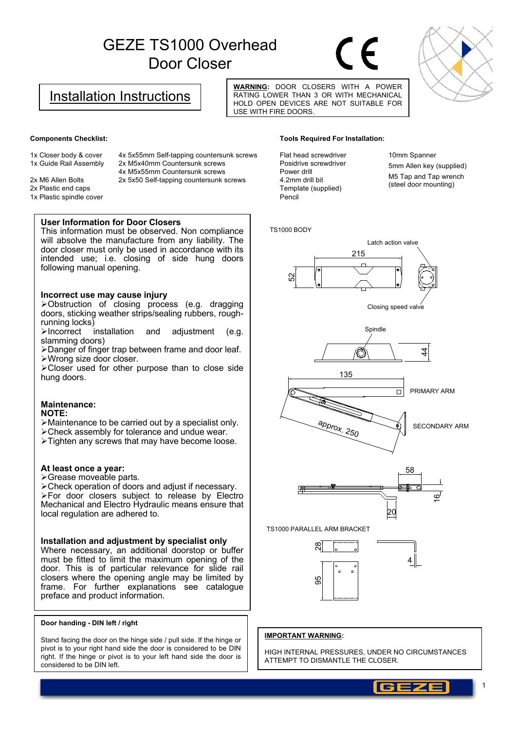# GEZE TS1000 Overhead Door Closer

## Installation Instructions

**WARNING:** DOOR CLOSERS WITH A POWER RATING LOWER THAN 3 OR WITH MECHANICAL HOLD OPEN DEVICES ARE NOT SUITABLE FOR USE WITH FIRE DOORS.

### Components Checklist:

1x Closer body & cover
1x Guide Rail Assembly

2x M6 Allen Bolts
2x Plastic end caps
1x Plastic spindle cover

4x 5x55mm Self-tapping countersunk screws
2x M5x40mm Countersunk screws
4x M5x55mm Countersunk screws
2x 5x50 Self-tapping countersunk screws

### Tools Required For Installation:

Flat head screwdriver
Posidrive screwdriver
Power drill
4.2mm drill bit
Template (supplied)
Pencil

10mm Spanner
5mm Allen key (supplied)
M5 Tap and Tap wrench (steel door mounting)

### User Information for Door Closers

This information must be observed. Non compliance will absolve the manufacture from any liability. The door closer must only be used in accordance with its intended use; i.e. closing of side hung doors following manual opening.

### Incorrect use may cause injury

- Obstruction of closing process (e.g. dragging doors, sticking weather strips/sealing rubbers, rough-running locks)
- Incorrect installation and adjustment (e.g. slamming doors)
- Danger of finger trap between frame and door leaf.
- Wrong size door closer.
- Closer used for other purpose than to close side hung doors.

### Maintenance:

**NOTE:**

- Maintenance to be carried out by a specialist only.
- Check assembly for tolerance and undue wear.
- Tighten any screws that may have become loose.

### At least once a year:

- Grease moveable parts.
- Check operation of doors and adjust if necessary.
- For door closers subject to release by Electro Mechanical and Electro Hydraulic means ensure that local regulation are adhered to.

### Installation and adjustment by specialist only

Where necessary, an additional doorstop or buffer must be fitted to limit the maximum opening of the door. This is of particular relevance for slide rail closers where the opening angle may be limited by frame. For further explanations see catalogue preface and product information.

TS1000 BODY

215, 52, Latch action valve, Closing speed valve

Spindle, 44

135, PRIMARY ARM, approx. 250, SECONDARY ARM

58, 16, 20

TS1000 PARALLEL ARM BRACKET

28, 95, 4

### Door handing - DIN left / right

Stand facing the door on the hinge side / pull side. If the hinge or pivot is to your right hand side the door is considered to be DIN right. If the hinge or pivot is to your left hand side the door is considered to be DIN left.

**IMPORTANT WARNING:**

HIGH INTERNAL PRESSURES, UNDER NO CIRCUMSTANCES ATTEMPT TO DISMANTLE THE CLOSER.

GEZE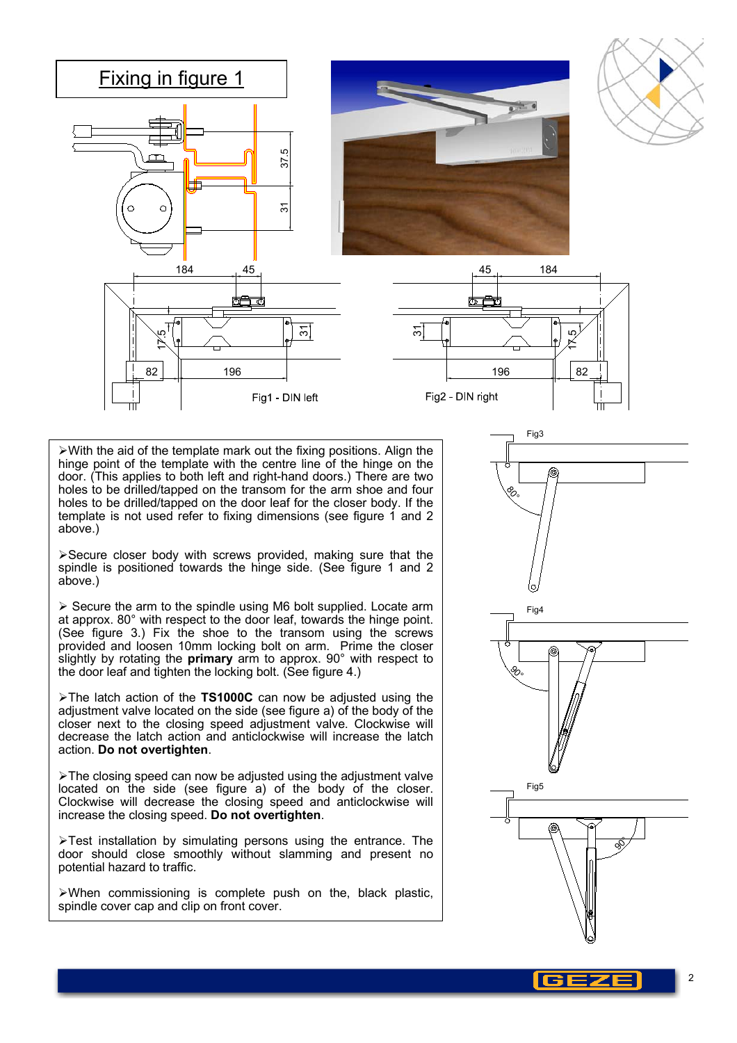## Fixing in figure 1

Fig1 - DIN left

Fig2 - DIN right

Fig3

Fig4

Fig5

- With the aid of the template mark out the fixing positions. Align the hinge point of the template with the centre line of the hinge on the door. (This applies to both left and right-hand doors.) There are two holes to be drilled/tapped on the transom for the arm shoe and four holes to be drilled/tapped on the door leaf for the closer body. If the template is not used refer to fixing dimensions (see figure 1 and 2 above.)

- Secure closer body with screws provided, making sure that the spindle is positioned towards the hinge side. (See figure 1 and 2 above.)

- Secure the arm to the spindle using M6 bolt supplied. Locate arm at approx. 80° with respect to the door leaf, towards the hinge point. (See figure 3.) Fix the shoe to the transom using the screws provided and loosen 10mm locking bolt on arm. Prime the closer slightly by rotating the **primary** arm to approx. 90° with respect to the door leaf and tighten the locking bolt. (See figure 4.)

- The latch action of the **TS1000C** can now be adjusted using the adjustment valve located on the side (see figure a) of the body of the closer next to the closing speed adjustment valve. Clockwise will decrease the latch action and anticlockwise will increase the latch action. **Do not overtighten**.

- The closing speed can now be adjusted using the adjustment valve located on the side (see figure a) of the body of the closer. Clockwise will decrease the closing speed and anticlockwise will increase the closing speed. **Do not overtighten**.

- Test installation by simulating persons using the entrance. The door should close smoothly without slamming and present no potential hazard to traffic.

- When commissioning is complete push on the, black plastic, spindle cover cap and clip on front cover.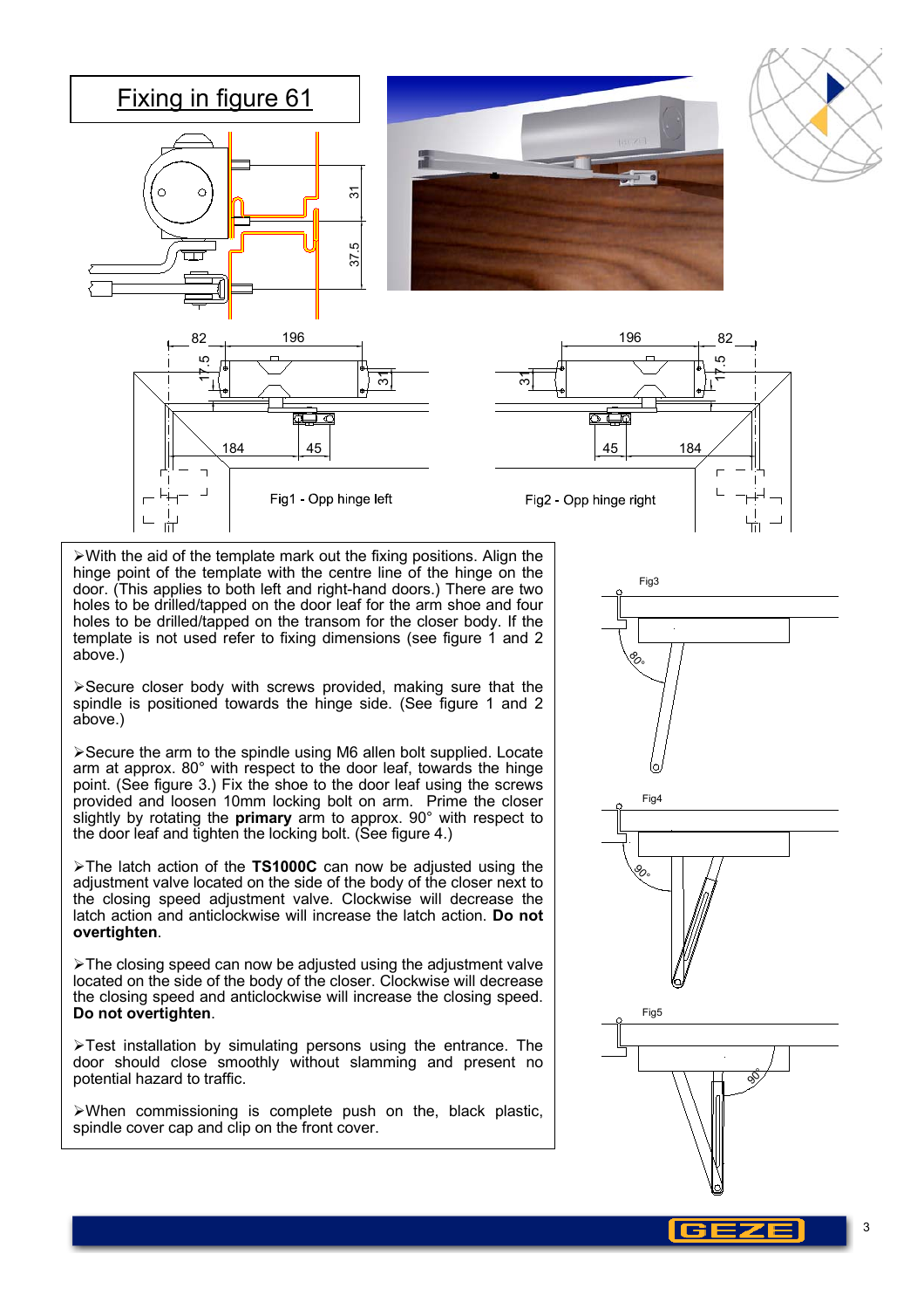# Fixing in figure 61

31

37.5

82 196

17.5 31

184 45

Fig1 - Opp hinge left

196 82

31 17.5

45 184

Fig2 - Opp hinge right

- With the aid of the template mark out the fixing positions. Align the hinge point of the template with the centre line of the hinge on the door. (This applies to both left and right-hand doors.) There are two holes to be drilled/tapped on the door leaf for the arm shoe and four holes to be drilled/tapped on the transom for the closer body. If the template is not used refer to fixing dimensions (see figure 1 and 2 above.)

- Secure closer body with screws provided, making sure that the spindle is positioned towards the hinge side. (See figure 1 and 2 above.)

- Secure the arm to the spindle using M6 allen bolt supplied. Locate arm at approx. 80° with respect to the door leaf, towards the hinge point. (See figure 3.) Fix the shoe to the door leaf using the screws provided and loosen 10mm locking bolt on arm. Prime the closer slightly by rotating the **primary** arm to approx. 90° with respect to the door leaf and tighten the locking bolt. (See figure 4.)

- The latch action of the **TS1000C** can now be adjusted using the adjustment valve located on the side of the body of the closer next to the closing speed adjustment valve. Clockwise will decrease the latch action and anticlockwise will increase the latch action. **Do not overtighten**.

- The closing speed can now be adjusted using the adjustment valve located on the side of the body of the closer. Clockwise will decrease the closing speed and anticlockwise will increase the closing speed. **Do not overtighten**.

- Test installation by simulating persons using the entrance. The door should close smoothly without slamming and present no potential hazard to traffic.

- When commissioning is complete push on the, black plastic, spindle cover cap and clip on the front cover.

Fig3

80°

Fig4

90°

Fig5

90°